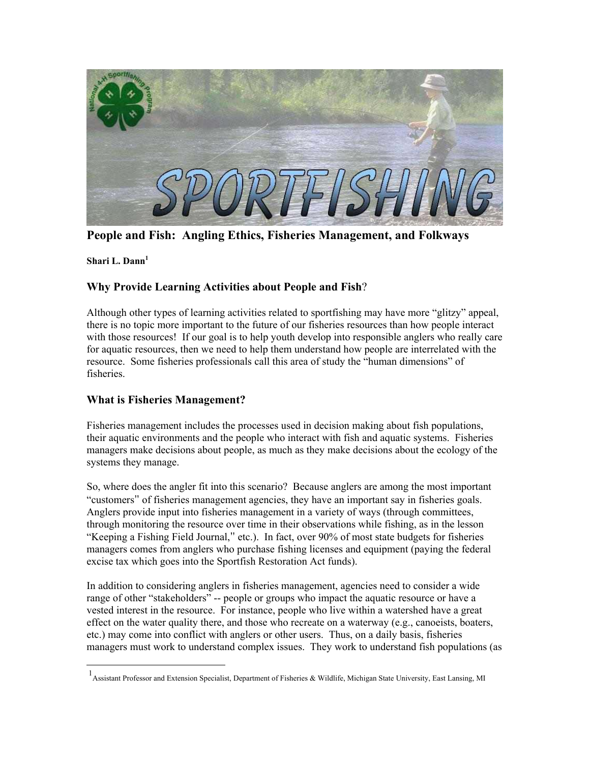# People and Fish: Angling Ethics, Fisheries Management, and Folkways

**Shari L. Dann[1]**

## Why Provide Learning Activities about People and Fish?

Although other types of learning activities related to sportfishing may have more "glitzy" appeal, there is no topic more important to the future of our fisheries resources than how people interact with those resources! If our goal is to help youth develop into responsible anglers who really care for aquatic resources, then we need to help them understand how people are interrelated with the resource. Some fisheries professionals call this area of study the "human dimensions" of fisheries.

## What is Fisheries Management?

Fisheries management includes the processes used in decision making about fish populations, their aquatic environments and the people who interact with fish and aquatic systems. Fisheries managers make decisions about people, as much as they make decisions about the ecology of the systems they manage.

So, where does the angler fit into this scenario? Because anglers are among the most important "customers" of fisheries management agencies, they have an important say in fisheries goals. Anglers provide input into fisheries management in a variety of ways (through committees, through monitoring the resource over time in their observations while fishing, as in the lesson "Keeping a Fishing Field Journal," etc.). In fact, over 90% of most state budgets for fisheries managers comes from anglers who purchase fishing licenses and equipment (paying the federal excise tax which goes into the Sportfish Restoration Act funds).

In addition to considering anglers in fisheries management, agencies need to consider a wide range of other "stakeholders" -- people or groups who impact the aquatic resource or have a vested interest in the resource. For instance, people who live within a watershed have a great effect on the water quality there, and those who recreate on a waterway (e.g., canoeists, boaters, etc.) may come into conflict with anglers or other users. Thus, on a daily basis, fisheries managers must work to understand complex issues. They work to understand fish populations (as

[1] Assistant Professor and Extension Specialist, Department of Fisheries & Wildlife, Michigan State University, East Lansing, MI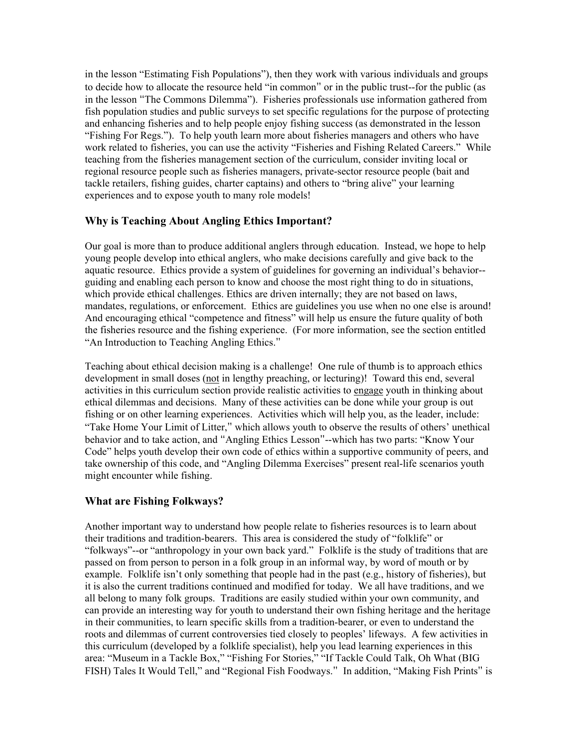in the lesson "Estimating Fish Populations"), then they work with various individuals and groups to decide how to allocate the resource held "in common" or in the public trust--for the public (as in the lesson "The Commons Dilemma"). Fisheries professionals use information gathered from fish population studies and public surveys to set specific regulations for the purpose of protecting and enhancing fisheries and to help people enjoy fishing success (as demonstrated in the lesson "Fishing For Regs."). To help youth learn more about fisheries managers and others who have work related to fisheries, you can use the activity "Fisheries and Fishing Related Careers." While teaching from the fisheries management section of the curriculum, consider inviting local or regional resource people such as fisheries managers, private-sector resource people (bait and tackle retailers, fishing guides, charter captains) and others to "bring alive" your learning experiences and to expose youth to many role models!

### Why is Teaching About Angling Ethics Important?

Our goal is more than to produce additional anglers through education. Instead, we hope to help young people develop into ethical anglers, who make decisions carefully and give back to the aquatic resource. Ethics provide a system of guidelines for governing an individual's behavior--guiding and enabling each person to know and choose the most right thing to do in situations, which provide ethical challenges. Ethics are driven internally; they are not based on laws, mandates, regulations, or enforcement. Ethics are guidelines you use when no one else is around! And encouraging ethical "competence and fitness" will help us ensure the future quality of both the fisheries resource and the fishing experience. (For more information, see the section entitled "An Introduction to Teaching Angling Ethics."

Teaching about ethical decision making is a challenge! One rule of thumb is to approach ethics development in small doses (<u>not</u> in lengthy preaching, or lecturing)! Toward this end, several activities in this curriculum section provide realistic activities to <u>engage</u> youth in thinking about ethical dilemmas and decisions. Many of these activities can be done while your group is out fishing or on other learning experiences. Activities which will help you, as the leader, include: "Take Home Your Limit of Litter," which allows youth to observe the results of others' unethical behavior and to take action, and "Angling Ethics Lesson"--which has two parts: "Know Your Code" helps youth develop their own code of ethics within a supportive community of peers, and take ownership of this code, and "Angling Dilemma Exercises" present real-life scenarios youth might encounter while fishing.

### What are Fishing Folkways?

Another important way to understand how people relate to fisheries resources is to learn about their traditions and tradition-bearers. This area is considered the study of "folklife" or "folkways"--or "anthropology in your own back yard." Folklife is the study of traditions that are passed on from person to person in a folk group in an informal way, by word of mouth or by example. Folklife isn't only something that people had in the past (e.g., history of fisheries), but it is also the current traditions continued and modified for today. We all have traditions, and we all belong to many folk groups. Traditions are easily studied within your own community, and can provide an interesting way for youth to understand their own fishing heritage and the heritage in their communities, to learn specific skills from a tradition-bearer, or even to understand the roots and dilemmas of current controversies tied closely to peoples' lifeways. A few activities in this curriculum (developed by a folklife specialist), help you lead learning experiences in this area: "Museum in a Tackle Box," "Fishing For Stories," "If Tackle Could Talk, Oh What (BIG FISH) Tales It Would Tell," and "Regional Fish Foodways." In addition, "Making Fish Prints" is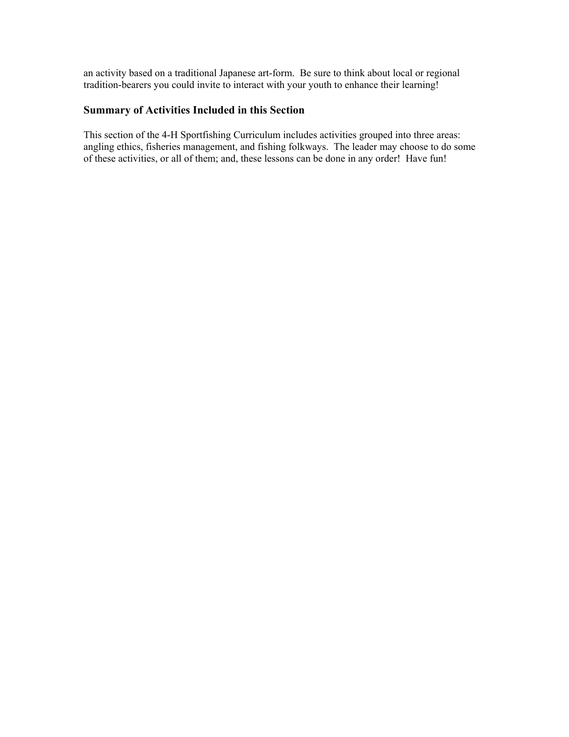an activity based on a traditional Japanese art-form. Be sure to think about local or regional tradition-bearers you could invite to interact with your youth to enhance their learning!

### Summary of Activities Included in this Section

This section of the 4-H Sportfishing Curriculum includes activities grouped into three areas: angling ethics, fisheries management, and fishing folkways. The leader may choose to do some of these activities, or all of them; and, these lessons can be done in any order! Have fun!